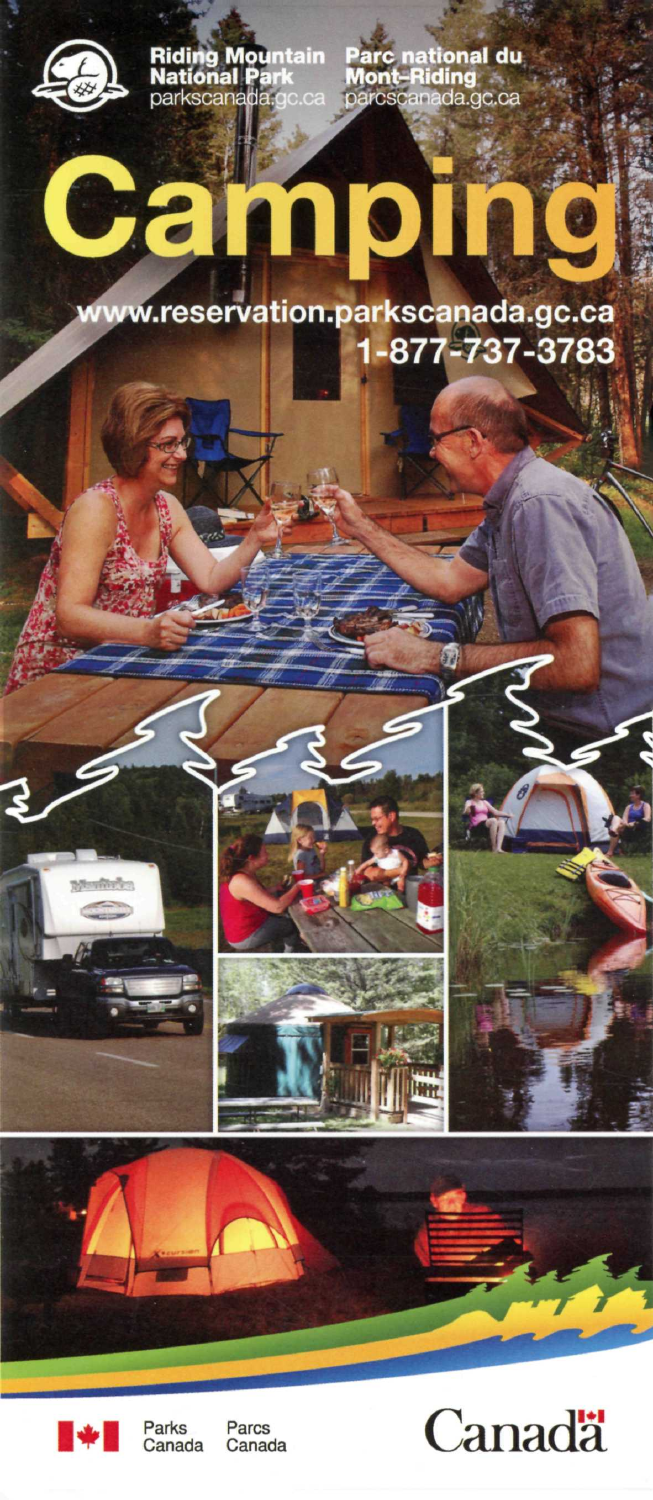Riding Mountain National Park
parkscanada.gc.ca

Parc national du Mont-Riding
parcscanada.gc.ca

# Camping

www.reservation.parkscanada.gc.ca
1-877-737-3783

Parks Canada Parcs Canada

Canada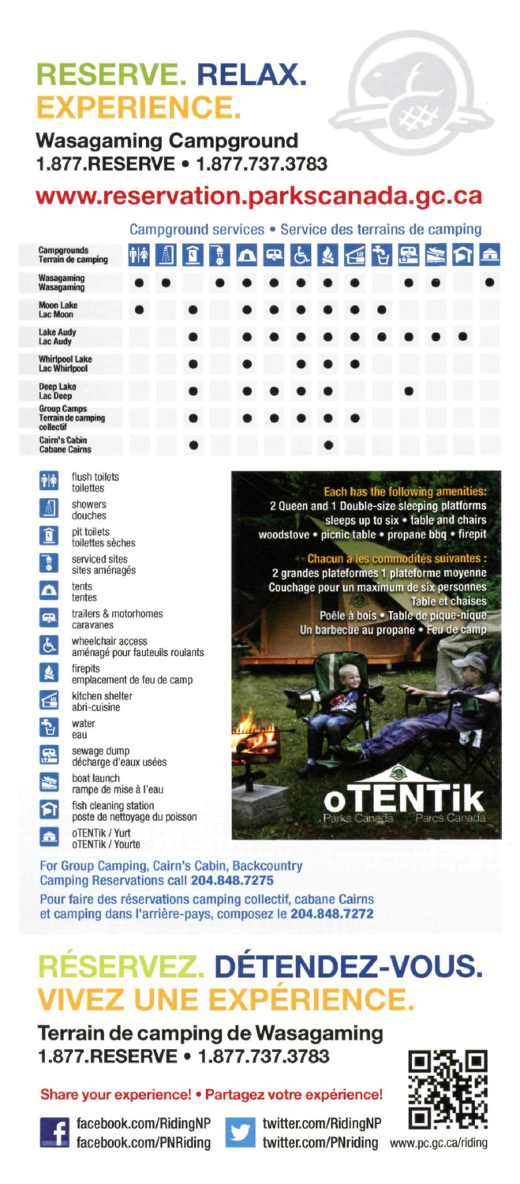# RESERVE. RELAX. EXPERIENCE.

**Wasagaming Campground**
**1.877.RESERVE • 1.877.737.3783**

## www.reservation.parkscanada.gc.ca

### Campground services • Service des terrains de camping

| Campgrounds / Terrain de camping | Flush toilets | Showers | Pit toilets | Serviced sites | Tents | Trailers & motorhomes | Wheelchair access | Firepits | Kitchen shelter | Water | Sewage dump | Boat launch | Fish cleaning station | oTENTik / Yurt |
|---|---|---|---|---|---|---|---|---|---|---|---|---|---|---|
| Wasagaming / Wasagaming | ● | ● | | ● | ● | ● | ● | ● | ● | | ● | ● | | ● |
| Moon Lake / Lac Moon | ● | | ● | | ● | ● | ● | ● | ● | ● | | | | |
| Lake Audy / Lac Audy | | | ● | | ● | ● | ● | ● | ● | ● | ● | ● | ● | |
| Whirlpool Lake / Lac Whirlpool | | | ● | | ● | | ● | ● | ● | | | | | |
| Deep Lake / Lac Deep | | | ● | | ● | ● | ● | ● | | | ● | | | |
| Group Camps / Terrain de camping collectif | | | ● | | ● | ● | ● | ● | ● | | | | | |
| Cairn's Cabin / Cabane Cairns | | | ● | | | | | ● | | | | | | |

- flush toilets / toilettes
- showers / douches
- pit toilets / toilettes sèches
- serviced sites / sites aménagés
- tents / tentes
- trailers & motorhomes / caravanes
- wheelchair access / aménagé pour fauteuils roulants
- firepits / emplacement de feu de camp
- kitchen shelter / abri-cuisine
- water / eau
- sewage dump / décharge d'eaux usées
- boat launch / rampe de mise à l'eau
- fish cleaning station / poste de nettoyage du poisson
- oTENTik / Yurt / oTENTik / Yourte

**Each has the following amenities:**
2 Queen and 1 Double-size sleeping platforms
sleeps up to six • table and chairs
woodstove • picnic table • propane bbq • firepit

**Chacun a les commodités suivantes :**
2 grandes plateformes 1 plateforme moyenne
Couchage pour un maximum de six personnes
Table et chaises
Poêle à bois • Table de pique-nique
Un barbecue au propane • Feu de camp

oTENTik — Parks Canada / Parcs Canada

For Group Camping, Cairn's Cabin, Backcountry Camping Reservations call **204.848.7275**

Pour faire des réservations camping collectif, cabane Cairns et camping dans l'arrière-pays, composez le **204.848.7272**

# RÉSERVEZ. DÉTENDEZ-VOUS. VIVEZ UNE EXPÉRIENCE.

**Terrain de camping de Wasagaming**
**1.877.RESERVE • 1.877.737.3783**

**Share your experience! • Partagez votre expérience!**

facebook.com/RidingNP
facebook.com/PNRiding

twitter.com/RidingNP
twitter.com/PNriding

www.pc.gc.ca/riding